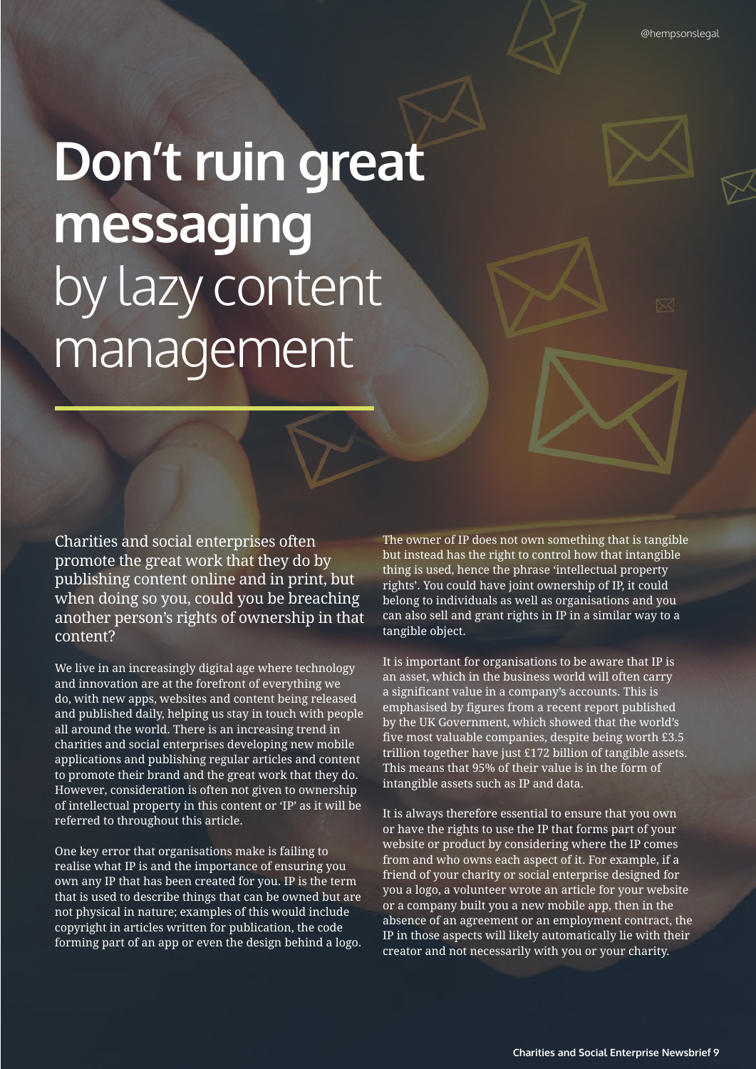# **Don't ruin great messaging** by lazy content management

Charities and social enterprises often promote the great work that they do by publishing content online and in print, but when doing so you, could you be breaching another person's rights of ownership in that content?

We live in an increasingly digital age where technology and innovation are at the forefront of everything we do, with new apps, websites and content being released and published daily, helping us stay in touch with people all around the world. There is an increasing trend in charities and social enterprises developing new mobile applications and publishing regular articles and content to promote their brand and the great work that they do. However, consideration is often not given to ownership of intellectual property in this content or 'IP' as it will be referred to throughout this article.

One key error that organisations make is failing to realise what IP is and the importance of ensuring you own any IP that has been created for you. IP is the term that is used to describe things that can be owned but are not physical in nature; examples of this would include copyright in articles written for publication, the code forming part of an app or even the design behind a logo.

The owner of IP does not own something that is tangible but instead has the right to control how that intangible thing is used, hence the phrase 'intellectual property rights'. You could have joint ownership of IP, it could belong to individuals as well as organisations and you can also sell and grant rights in IP in a similar way to a tangible object.

It is important for organisations to be aware that IP is an asset, which in the business world will often carry a significant value in a company's accounts. This is emphasised by figures from a recent report published by the UK Government, which showed that the world's five most valuable companies, despite being worth £3.5 trillion together have just £172 billion of tangible assets. This means that 95% of their value is in the form of intangible assets such as IP and data.

It is always therefore essential to ensure that you own or have the rights to use the IP that forms part of your website or product by considering where the IP comes from and who owns each aspect of it. For example, if a friend of your charity or social enterprise designed for you a logo, a volunteer wrote an article for your website or a company built you a new mobile app, then in the absence of an agreement or an employment contract, the IP in those aspects will likely automatically lie with their creator and not necessarily with you or your charity.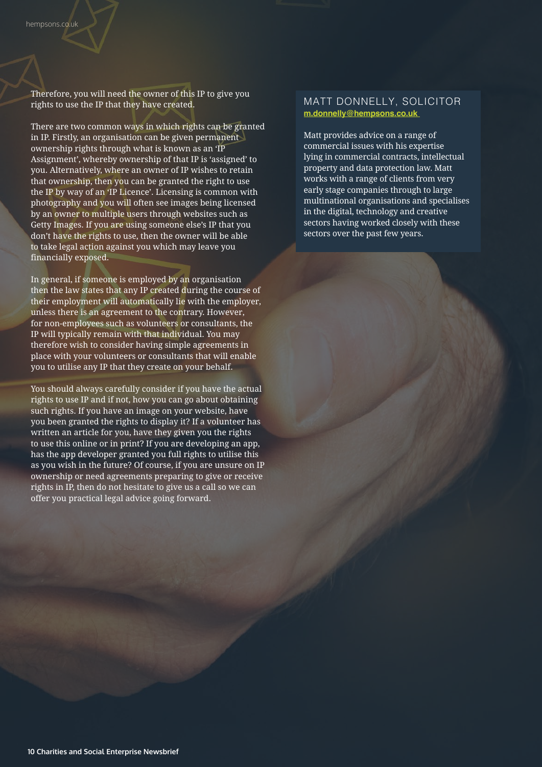Therefore, you will need the owner of this IP to give you rights to use the IP that they have created.

There are two common ways in which rights can be granted in IP. Firstly, an organisation can be given permanent ownership rights through what is known as an 'IP Assignment', whereby ownership of that IP is 'assigned' to you. Alternatively, where an owner of IP wishes to retain that ownership, then you can be granted the right to use the IP by way of an 'IP Licence'. Licensing is common with photography and you will often see images being licensed by an owner to multiple users through websites such as Getty Images. If you are using someone else's IP that you don't have the rights to use, then the owner will be able to take legal action against you which may leave you financially exposed.

In general, if someone is employed by an organisation then the law states that any IP created during the course of their employment will automatically lie with the employer, unless there is an agreement to the contrary. However, for non-employees such as volunteers or consultants, the IP will typically remain with that individual. You may therefore wish to consider having simple agreements in place with your volunteers or consultants that will enable you to utilise any IP that they create on your behalf.

You should always carefully consider if you have the actual rights to use IP and if not, how you can go about obtaining such rights. If you have an image on your website, have you been granted the rights to display it? If a volunteer has written an article for you, have they given you the rights to use this online or in print? If you are developing an app, has the app developer granted you full rights to utilise this as you wish in the future? Of course, if you are unsure on IP ownership or need agreements preparing to give or receive rights in IP, then do not hesitate to give us a call so we can offer you practical legal advice going forward.

## MATT DONNELLY, SOLICITOR

**m.donnelly@hempsons.co.uk**

Matt provides advice on a range of commercial issues with his expertise lying in commercial contracts, intellectual property and data protection law. Matt works with a range of clients from very early stage companies through to large multinational organisations and specialises in the digital, technology and creative sectors having worked closely with these sectors over the past few years.